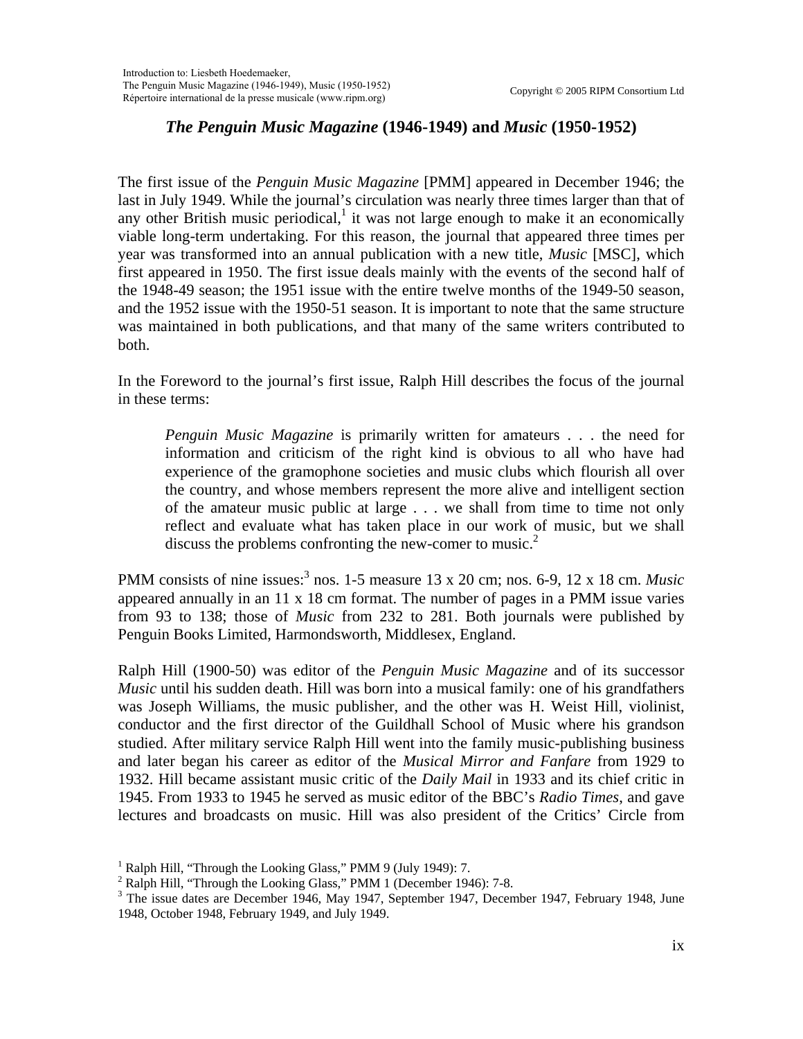# *The Penguin Music Magazine* (1946-1949) and *Music* (1950-1952)

The first issue of the *Penguin Music Magazine* [PMM] appeared in December 1946; the last in July 1949. While the journal's circulation was nearly three times larger than that of any other British music periodical,[1] it was not large enough to make it an economically viable long-term undertaking. For this reason, the journal that appeared three times per year was transformed into an annual publication with a new title, *Music* [MSC], which first appeared in 1950. The first issue deals mainly with the events of the second half of the 1948-49 season; the 1951 issue with the entire twelve months of the 1949-50 season, and the 1952 issue with the 1950-51 season. It is important to note that the same structure was maintained in both publications, and that many of the same writers contributed to both.

In the Foreword to the journal's first issue, Ralph Hill describes the focus of the journal in these terms:

> *Penguin Music Magazine* is primarily written for amateurs . . . the need for information and criticism of the right kind is obvious to all who have had experience of the gramophone societies and music clubs which flourish all over the country, and whose members represent the more alive and intelligent section of the amateur music public at large . . . we shall from time to time not only reflect and evaluate what has taken place in our work of music, but we shall discuss the problems confronting the new-comer to music.[2]

PMM consists of nine issues:[3] nos. 1-5 measure 13 x 20 cm; nos. 6-9, 12 x 18 cm. *Music* appeared annually in an 11 x 18 cm format. The number of pages in a PMM issue varies from 93 to 138; those of *Music* from 232 to 281. Both journals were published by Penguin Books Limited, Harmondsworth, Middlesex, England.

Ralph Hill (1900-50) was editor of the *Penguin Music Magazine* and of its successor *Music* until his sudden death. Hill was born into a musical family: one of his grandfathers was Joseph Williams, the music publisher, and the other was H. Weist Hill, violinist, conductor and the first director of the Guildhall School of Music where his grandson studied. After military service Ralph Hill went into the family music-publishing business and later began his career as editor of the *Musical Mirror and Fanfare* from 1929 to 1932. Hill became assistant music critic of the *Daily Mail* in 1933 and its chief critic in 1945. From 1933 to 1945 he served as music editor of the BBC's *Radio Times*, and gave lectures and broadcasts on music. Hill was also president of the Critics' Circle from

---

[1] Ralph Hill, "Through the Looking Glass," PMM 9 (July 1949): 7.

[2] Ralph Hill, "Through the Looking Glass," PMM 1 (December 1946): 7-8.

[3] The issue dates are December 1946, May 1947, September 1947, December 1947, February 1948, June 1948, October 1948, February 1949, and July 1949.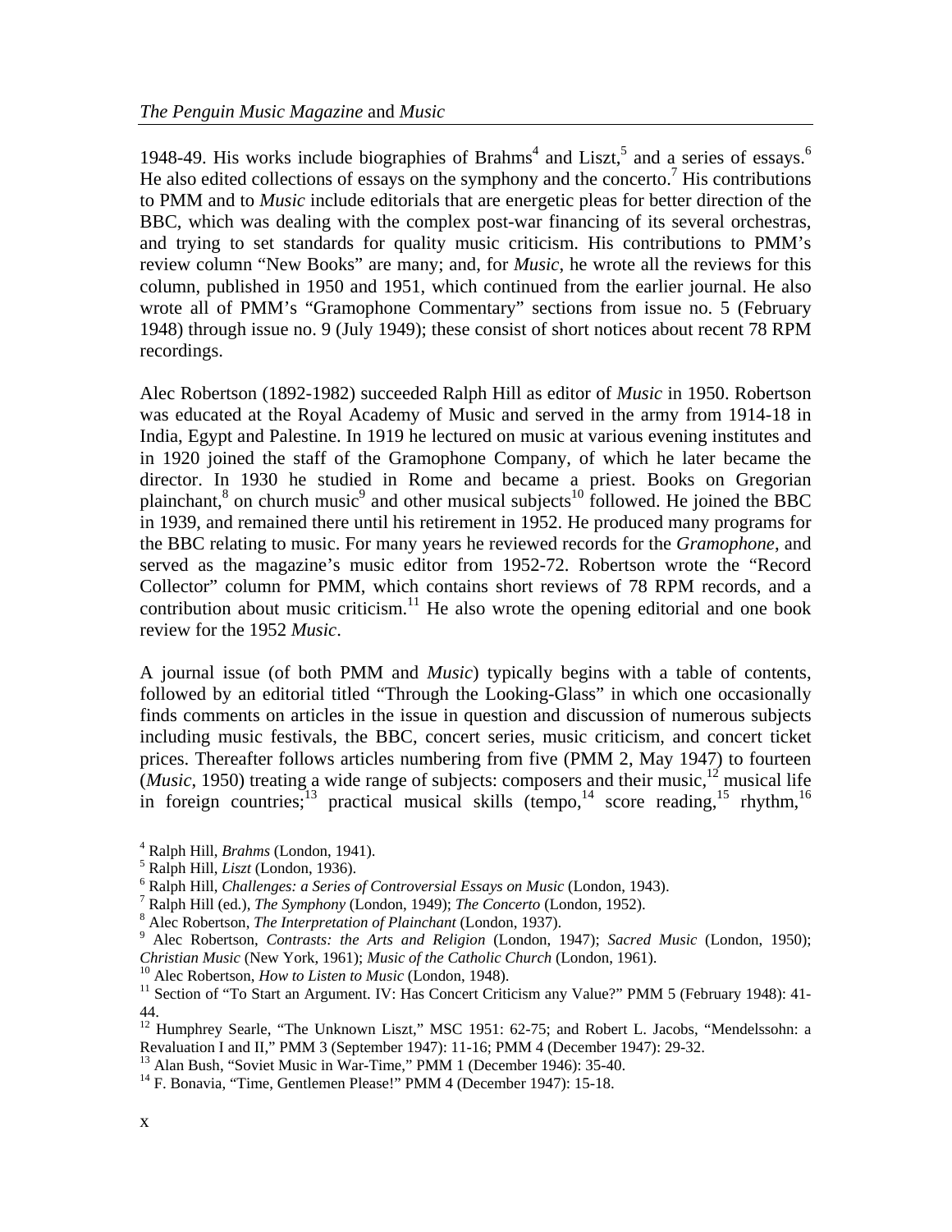1948-49. His works include biographies of Brahms[4] and Liszt,[5] and a series of essays.[6] He also edited collections of essays on the symphony and the concerto.[7] His contributions to PMM and to *Music* include editorials that are energetic pleas for better direction of the BBC, which was dealing with the complex post-war financing of its several orchestras, and trying to set standards for quality music criticism. His contributions to PMM's review column "New Books" are many; and, for *Music*, he wrote all the reviews for this column, published in 1950 and 1951, which continued from the earlier journal. He also wrote all of PMM's "Gramophone Commentary" sections from issue no. 5 (February 1948) through issue no. 9 (July 1949); these consist of short notices about recent 78 RPM recordings.

Alec Robertson (1892-1982) succeeded Ralph Hill as editor of *Music* in 1950. Robertson was educated at the Royal Academy of Music and served in the army from 1914-18 in India, Egypt and Palestine. In 1919 he lectured on music at various evening institutes and in 1920 joined the staff of the Gramophone Company, of which he later became the director. In 1930 he studied in Rome and became a priest. Books on Gregorian plainchant,[8] on church music[9] and other musical subjects[10] followed. He joined the BBC in 1939, and remained there until his retirement in 1952. He produced many programs for the BBC relating to music. For many years he reviewed records for the *Gramophone*, and served as the magazine's music editor from 1952-72. Robertson wrote the "Record Collector" column for PMM, which contains short reviews of 78 RPM records, and a contribution about music criticism.[11] He also wrote the opening editorial and one book review for the 1952 *Music*.

A journal issue (of both PMM and *Music*) typically begins with a table of contents, followed by an editorial titled "Through the Looking-Glass" in which one occasionally finds comments on articles in the issue in question and discussion of numerous subjects including music festivals, the BBC, concert series, music criticism, and concert ticket prices. Thereafter follows articles numbering from five (PMM 2, May 1947) to fourteen (*Music*, 1950) treating a wide range of subjects: composers and their music,[12] musical life in foreign countries;[13] practical musical skills (tempo,[14] score reading,[15] rhythm,[16]

[4] Ralph Hill, *Brahms* (London, 1941).
[5] Ralph Hill, *Liszt* (London, 1936).
[6] Ralph Hill, *Challenges: a Series of Controversial Essays on Music* (London, 1943).
[7] Ralph Hill (ed.), *The Symphony* (London, 1949); *The Concerto* (London, 1952).
[8] Alec Robertson, *The Interpretation of Plainchant* (London, 1937).
[9] Alec Robertson, *Contrasts: the Arts and Religion* (London, 1947); *Sacred Music* (London, 1950); *Christian Music* (New York, 1961); *Music of the Catholic Church* (London, 1961).
[10] Alec Robertson, *How to Listen to Music* (London, 1948).
[11] Section of "To Start an Argument. IV: Has Concert Criticism any Value?" PMM 5 (February 1948): 41-44.
[12] Humphrey Searle, "The Unknown Liszt," MSC 1951: 62-75; and Robert L. Jacobs, "Mendelssohn: a Revaluation I and II," PMM 3 (September 1947): 11-16; PMM 4 (December 1947): 29-32.
[13] Alan Bush, "Soviet Music in War-Time," PMM 1 (December 1946): 35-40.
[14] F. Bonavia, "Time, Gentlemen Please!" PMM 4 (December 1947): 15-18.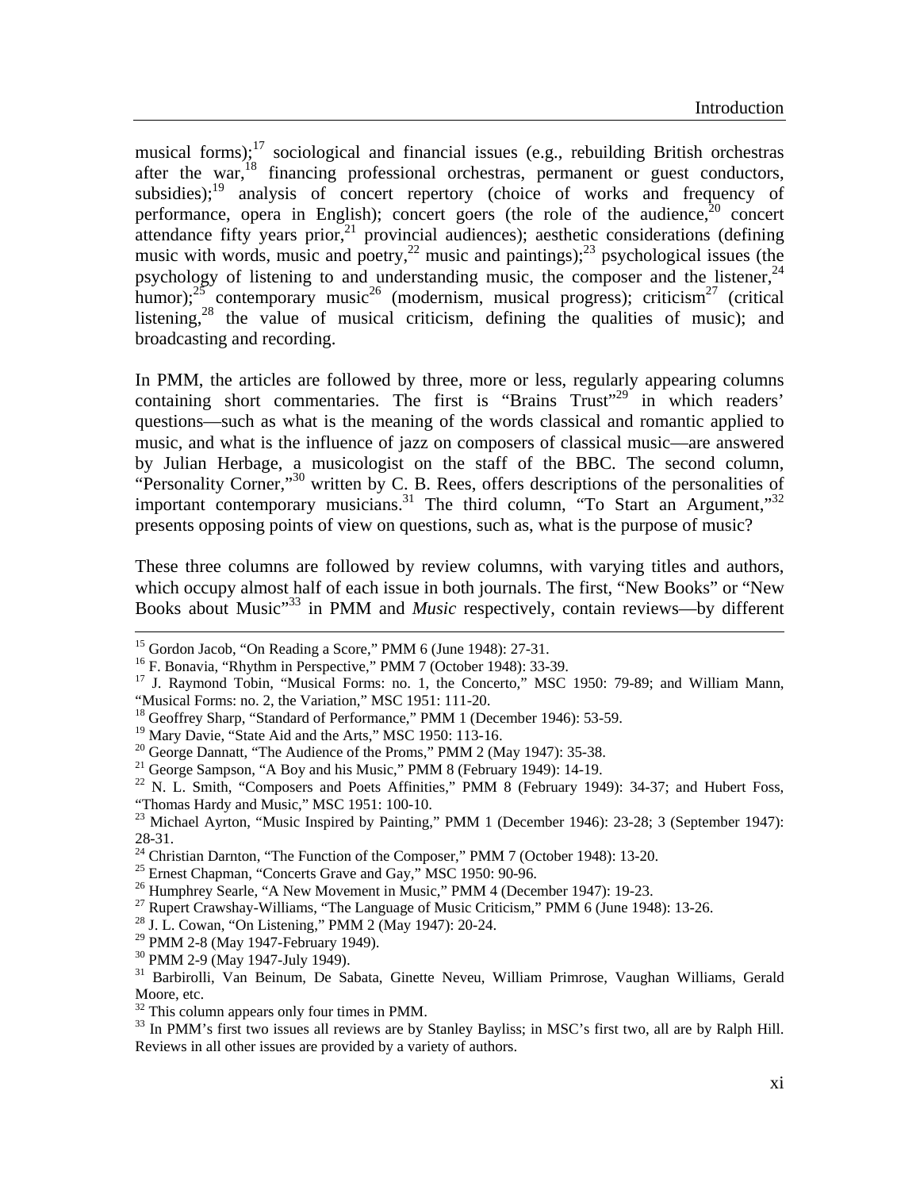musical forms);[17] sociological and financial issues (e.g., rebuilding British orchestras after the war,[18] financing professional orchestras, permanent or guest conductors, subsidies);[19] analysis of concert repertory (choice of works and frequency of performance, opera in English); concert goers (the role of the audience,[20] concert attendance fifty years prior,[21] provincial audiences); aesthetic considerations (defining music with words, music and poetry,[22] music and paintings);[23] psychological issues (the psychology of listening to and understanding music, the composer and the listener,[24] humor);[25] contemporary music[26] (modernism, musical progress); criticism[27] (critical listening,[28] the value of musical criticism, defining the qualities of music); and broadcasting and recording.

In PMM, the articles are followed by three, more or less, regularly appearing columns containing short commentaries. The first is "Brains Trust"[29] in which readers' questions—such as what is the meaning of the words classical and romantic applied to music, and what is the influence of jazz on composers of classical music—are answered by Julian Herbage, a musicologist on the staff of the BBC. The second column, "Personality Corner,"[30] written by C. B. Rees, offers descriptions of the personalities of important contemporary musicians.[31] The third column, "To Start an Argument,"[32] presents opposing points of view on questions, such as, what is the purpose of music?

These three columns are followed by review columns, with varying titles and authors, which occupy almost half of each issue in both journals. The first, "New Books" or "New Books about Music"[33] in PMM and *Music* respectively, contain reviews—by different

---

[15] Gordon Jacob, "On Reading a Score," PMM 6 (June 1948): 27-31.

[16] F. Bonavia, "Rhythm in Perspective," PMM 7 (October 1948): 33-39.

[17] J. Raymond Tobin, "Musical Forms: no. 1, the Concerto," MSC 1950: 79-89; and William Mann, "Musical Forms: no. 2, the Variation," MSC 1951: 111-20.

[18] Geoffrey Sharp, "Standard of Performance," PMM 1 (December 1946): 53-59.

[19] Mary Davie, "State Aid and the Arts," MSC 1950: 113-16.

[20] George Dannatt, "The Audience of the Proms," PMM 2 (May 1947): 35-38.

[21] George Sampson, "A Boy and his Music," PMM 8 (February 1949): 14-19.

[22] N. L. Smith, "Composers and Poets Affinities," PMM 8 (February 1949): 34-37; and Hubert Foss, "Thomas Hardy and Music," MSC 1951: 100-10.

[23] Michael Ayrton, "Music Inspired by Painting," PMM 1 (December 1946): 23-28; 3 (September 1947): 28-31.

[24] Christian Darnton, "The Function of the Composer," PMM 7 (October 1948): 13-20.

[25] Ernest Chapman, "Concerts Grave and Gay," MSC 1950: 90-96.

[26] Humphrey Searle, "A New Movement in Music," PMM 4 (December 1947): 19-23.

[27] Rupert Crawshay-Williams, "The Language of Music Criticism," PMM 6 (June 1948): 13-26.

[28] J. L. Cowan, "On Listening," PMM 2 (May 1947): 20-24.

[29] PMM 2-8 (May 1947-February 1949).

[30] PMM 2-9 (May 1947-July 1949).

[31] Barbirolli, Van Beinum, De Sabata, Ginette Neveu, William Primrose, Vaughan Williams, Gerald Moore, etc.

[32] This column appears only four times in PMM.

[33] In PMM's first two issues all reviews are by Stanley Bayliss; in MSC's first two, all are by Ralph Hill. Reviews in all other issues are provided by a variety of authors.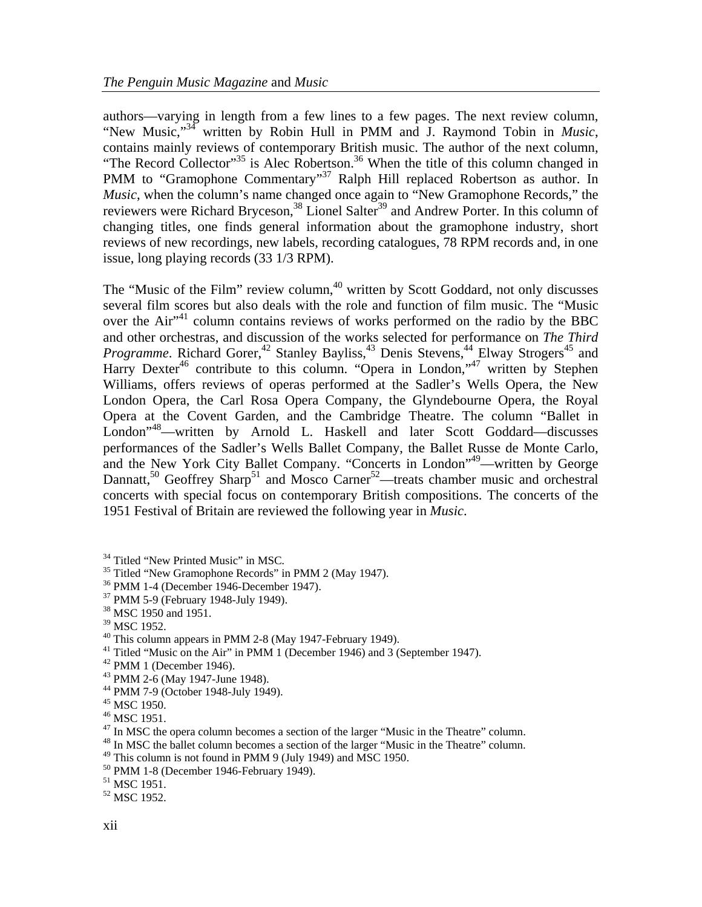authors—varying in length from a few lines to a few pages. The next review column, "New Music,"[34] written by Robin Hull in PMM and J. Raymond Tobin in *Music*, contains mainly reviews of contemporary British music. The author of the next column, "The Record Collector"[35] is Alec Robertson.[36] When the title of this column changed in PMM to "Gramophone Commentary"[37] Ralph Hill replaced Robertson as author. In *Music*, when the column's name changed once again to "New Gramophone Records," the reviewers were Richard Bryceson,[38] Lionel Salter[39] and Andrew Porter. In this column of changing titles, one finds general information about the gramophone industry, short reviews of new recordings, new labels, recording catalogues, 78 RPM records and, in one issue, long playing records (33 1/3 RPM).

The "Music of the Film" review column,[40] written by Scott Goddard, not only discusses several film scores but also deals with the role and function of film music. The "Music over the Air"[41] column contains reviews of works performed on the radio by the BBC and other orchestras, and discussion of the works selected for performance on *The Third Programme*. Richard Gorer,[42] Stanley Bayliss,[43] Denis Stevens,[44] Elway Strogers[45] and Harry Dexter[46] contribute to this column. "Opera in London,"[47] written by Stephen Williams, offers reviews of operas performed at the Sadler's Wells Opera, the New London Opera, the Carl Rosa Opera Company, the Glyndebourne Opera, the Royal Opera at the Covent Garden, and the Cambridge Theatre. The column "Ballet in London"[48]—written by Arnold L. Haskell and later Scott Goddard—discusses performances of the Sadler's Wells Ballet Company, the Ballet Russe de Monte Carlo, and the New York City Ballet Company. "Concerts in London"[49]—written by George Dannatt,[50] Geoffrey Sharp[51] and Mosco Carner[52]—treats chamber music and orchestral concerts with special focus on contemporary British compositions. The concerts of the 1951 Festival of Britain are reviewed the following year in *Music*.

[34] Titled "New Printed Music" in MSC.
[35] Titled "New Gramophone Records" in PMM 2 (May 1947).
[36] PMM 1-4 (December 1946-December 1947).
[37] PMM 5-9 (February 1948-July 1949).
[38] MSC 1950 and 1951.
[39] MSC 1952.
[40] This column appears in PMM 2-8 (May 1947-February 1949).
[41] Titled "Music on the Air" in PMM 1 (December 1946) and 3 (September 1947).
[42] PMM 1 (December 1946).
[43] PMM 2-6 (May 1947-June 1948).
[44] PMM 7-9 (October 1948-July 1949).
[45] MSC 1950.
[46] MSC 1951.
[47] In MSC the opera column becomes a section of the larger "Music in the Theatre" column.
[48] In MSC the ballet column becomes a section of the larger "Music in the Theatre" column.
[49] This column is not found in PMM 9 (July 1949) and MSC 1950.
[50] PMM 1-8 (December 1946-February 1949).
[51] MSC 1951.
[52] MSC 1952.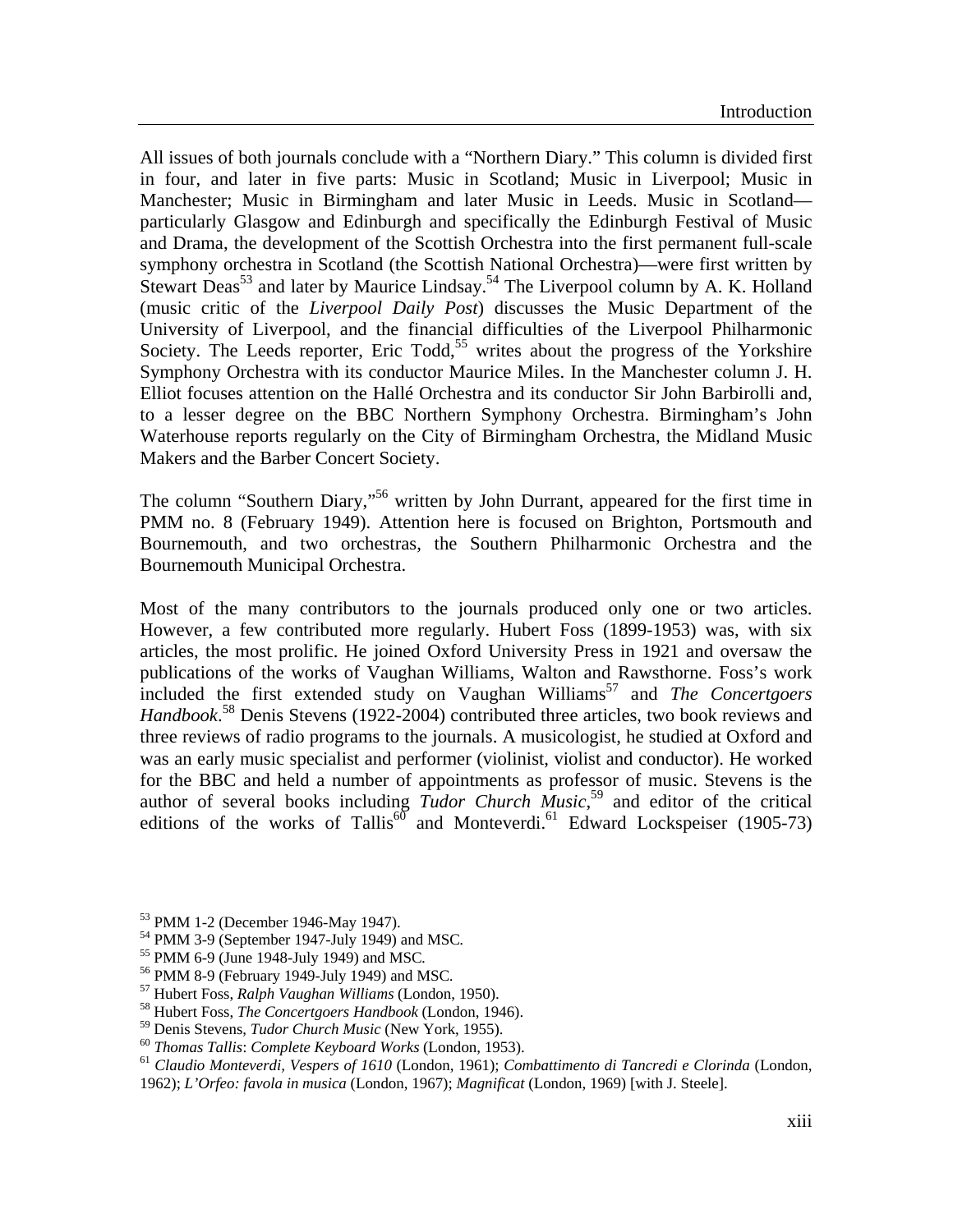All issues of both journals conclude with a "Northern Diary." This column is divided first in four, and later in five parts: Music in Scotland; Music in Liverpool; Music in Manchester; Music in Birmingham and later Music in Leeds. Music in Scotland—particularly Glasgow and Edinburgh and specifically the Edinburgh Festival of Music and Drama, the development of the Scottish Orchestra into the first permanent full-scale symphony orchestra in Scotland (the Scottish National Orchestra)—were first written by Stewart Deas[53] and later by Maurice Lindsay.[54] The Liverpool column by A. K. Holland (music critic of the *Liverpool Daily Post*) discusses the Music Department of the University of Liverpool, and the financial difficulties of the Liverpool Philharmonic Society. The Leeds reporter, Eric Todd,[55] writes about the progress of the Yorkshire Symphony Orchestra with its conductor Maurice Miles. In the Manchester column J. H. Elliot focuses attention on the Hallé Orchestra and its conductor Sir John Barbirolli and, to a lesser degree on the BBC Northern Symphony Orchestra. Birmingham's John Waterhouse reports regularly on the City of Birmingham Orchestra, the Midland Music Makers and the Barber Concert Society.

The column "Southern Diary,"[56] written by John Durrant, appeared for the first time in PMM no. 8 (February 1949). Attention here is focused on Brighton, Portsmouth and Bournemouth, and two orchestras, the Southern Philharmonic Orchestra and the Bournemouth Municipal Orchestra.

Most of the many contributors to the journals produced only one or two articles. However, a few contributed more regularly. Hubert Foss (1899-1953) was, with six articles, the most prolific. He joined Oxford University Press in 1921 and oversaw the publications of the works of Vaughan Williams, Walton and Rawsthorne. Foss's work included the first extended study on Vaughan Williams[57] and *The Concertgoers Handbook*.[58] Denis Stevens (1922-2004) contributed three articles, two book reviews and three reviews of radio programs to the journals. A musicologist, he studied at Oxford and was an early music specialist and performer (violinist, violist and conductor). He worked for the BBC and held a number of appointments as professor of music. Stevens is the author of several books including *Tudor Church Music*,[59] and editor of the critical editions of the works of Tallis[60] and Monteverdi.[61] Edward Lockspeiser (1905-73)

---

[53] PMM 1-2 (December 1946-May 1947).
[54] PMM 3-9 (September 1947-July 1949) and MSC.
[55] PMM 6-9 (June 1948-July 1949) and MSC.
[56] PMM 8-9 (February 1949-July 1949) and MSC.
[57] Hubert Foss, *Ralph Vaughan Williams* (London, 1950).
[58] Hubert Foss, *The Concertgoers Handbook* (London, 1946).
[59] Denis Stevens, *Tudor Church Music* (New York, 1955).
[60] *Thomas Tallis*: *Complete Keyboard Works* (London, 1953).
[61] *Claudio Monteverdi, Vespers of 1610* (London, 1961); *Combattimento di Tancredi e Clorinda* (London, 1962); *L'Orfeo: favola in musica* (London, 1967); *Magnificat* (London, 1969) [with J. Steele].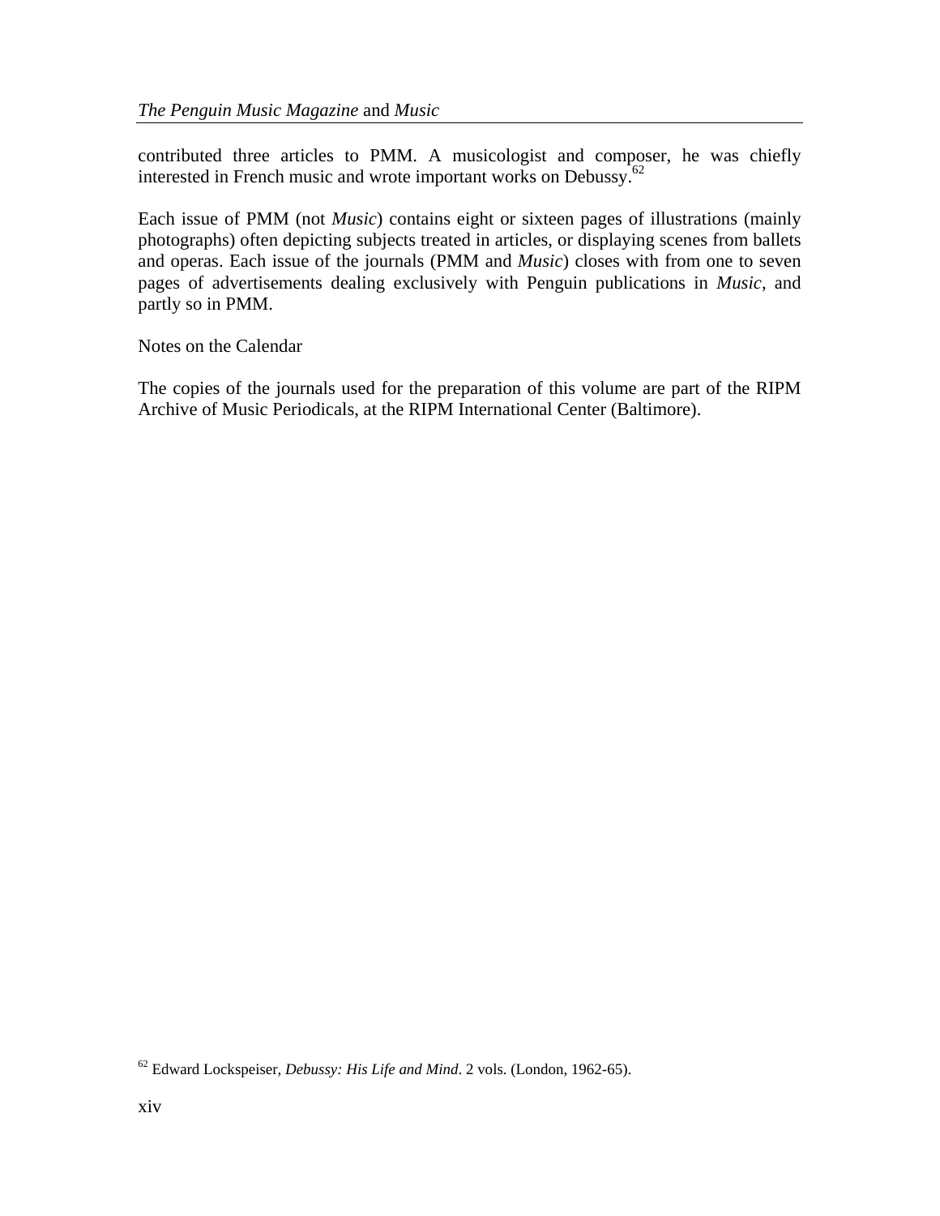contributed three articles to PMM. A musicologist and composer, he was chiefly interested in French music and wrote important works on Debussy.[62]

Each issue of PMM (not *Music*) contains eight or sixteen pages of illustrations (mainly photographs) often depicting subjects treated in articles, or displaying scenes from ballets and operas. Each issue of the journals (PMM and *Music*) closes with from one to seven pages of advertisements dealing exclusively with Penguin publications in *Music*, and partly so in PMM.

Notes on the Calendar

The copies of the journals used for the preparation of this volume are part of the RIPM Archive of Music Periodicals, at the RIPM International Center (Baltimore).

[62] Edward Lockspeiser, *Debussy: His Life and Mind*. 2 vols. (London, 1962-65).